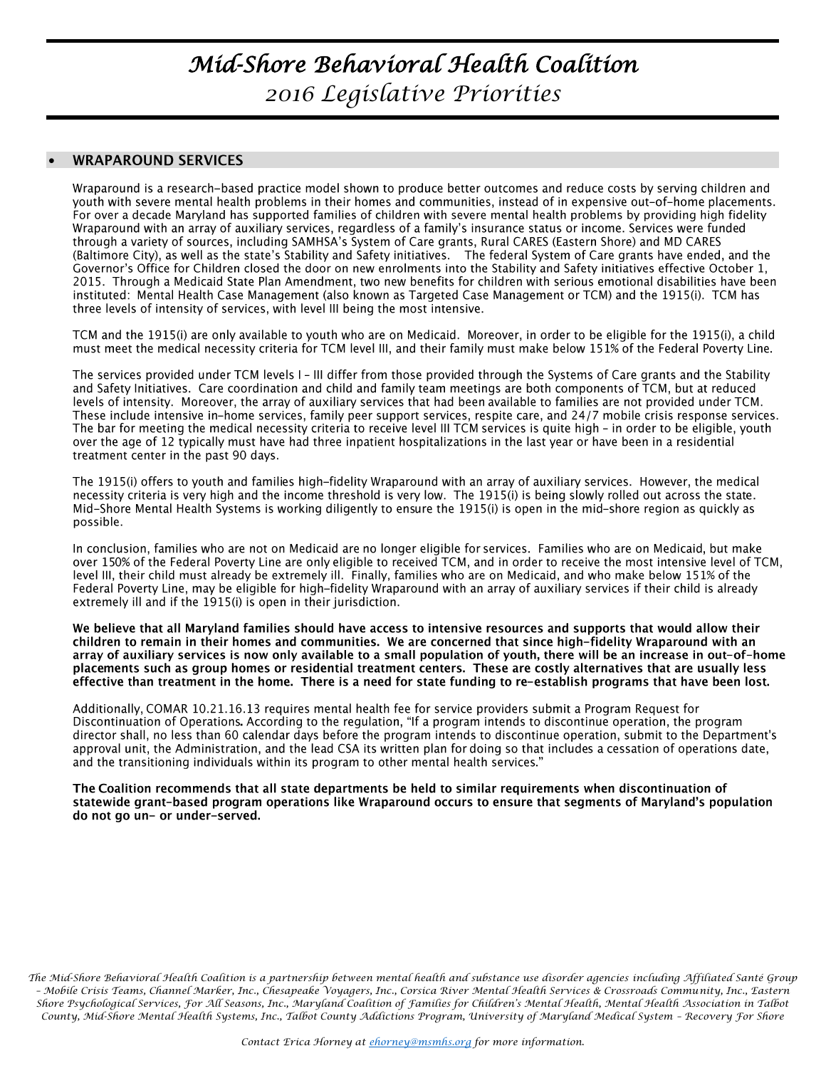# *Mid-Shore Behavioral Health Coalition*

## *2016 Legislative Priorities*

- **WRAPAROUND SERVICES**

Wraparound is a research-based practice model shown to produce better outcomes and reduce costs by serving children and youth with severe mental health problems in their homes and communities, instead of in expensive out-of-home placements. For over a decade Maryland has supported families of children with severe mental health problems by providing high fidelity Wraparound with an array of auxiliary services, regardless of a family's insurance status or income. Services were funded through a variety of sources, including SAMHSA's System of Care grants, Rural CARES (Eastern Shore) and MD CARES (Baltimore City), as well as the state's Stability and Safety initiatives. The federal System of Care grants have ended, and the Governor's Office for Children closed the door on new enrolments into the Stability and Safety initiatives effective October 1, 2015. Through a Medicaid State Plan Amendment, two new benefits for children with serious emotional disabilities have been instituted: Mental Health Case Management (also known as Targeted Case Management or TCM) and the 1915(i). TCM has three levels of intensity of services, with level III being the most intensive.

TCM and the 1915(i) are only available to youth who are on Medicaid. Moreover, in order to be eligible for the 1915(i), a child must meet the medical necessity criteria for TCM level III, and their family must make below 151% of the Federal Poverty Line.

The services provided under TCM levels I – III differ from those provided through the Systems of Care grants and the Stability and Safety Initiatives. Care coordination and child and family team meetings are both components of TCM, but at reduced levels of intensity. Moreover, the array of auxiliary services that had been available to families are not provided under TCM. These include intensive in-home services, family peer support services, respite care, and 24/7 mobile crisis response services. The bar for meeting the medical necessity criteria to receive level III TCM services is quite high – in order to be eligible, youth over the age of 12 typically must have had three inpatient hospitalizations in the last year or have been in a residential treatment center in the past 90 days.

The 1915(i) offers to youth and families high-fidelity Wraparound with an array of auxiliary services. However, the medical necessity criteria is very high and the income threshold is very low. The 1915(i) is being slowly rolled out across the state. Mid-Shore Mental Health Systems is working diligently to ensure the 1915(i) is open in the mid-shore region as quickly as possible.

In conclusion, families who are not on Medicaid are no longer eligible for services. Families who are on Medicaid, but make over 150% of the Federal Poverty Line are only eligible to received TCM, and in order to receive the most intensive level of TCM, level III, their child must already be extremely ill. Finally, families who are on Medicaid, and who make below 151% of the Federal Poverty Line, may be eligible for high-fidelity Wraparound with an array of auxiliary services if their child is already extremely ill and if the 1915(i) is open in their jurisdiction.

**We believe that all Maryland families should have access to intensive resources and supports that would allow their children to remain in their homes and communities. We are concerned that since high-fidelity Wraparound with an array of auxiliary services is now only available to a small population of youth, there will be an increase in out-of-home placements such as group homes or residential treatment centers. These are costly alternatives that are usually less effective than treatment in the home. There is a need for state funding to re-establish programs that have been lost.**

Additionally, COMAR 10.21.16.13 requires mental health fee for service providers submit a Program Request for Discontinuation of Operations**.** According to the regulation, "If a program intends to discontinue operation, the program director shall, no less than 60 calendar days before the program intends to discontinue operation, submit to the Department's approval unit, the Administration, and the lead CSA its written plan for doing so that includes a cessation of operations date, and the transitioning individuals within its program to other mental health services."

**The Coalition recommends that all state departments be held to similar requirements when discontinuation of statewide grant-based program operations like Wraparound occurs to ensure that segments of Maryland's population do not go un- or under-served.**

*The Mid-Shore Behavioral Health Coalition is a partnership between mental health and substance use disorder agencies including Affiliated Santé Group – Mobile Crisis Teams, Channel Marker, Inc., Chesapeake Voyagers, Inc., Corsica River Mental Health Services & Crossroads Community, Inc., Eastern Shore Psychological Services, For All Seasons, Inc., Maryland Coalition of Families for Children's Mental Health, Mental Health Association in Talbot County, Mid-Shore Mental Health Systems, Inc., Talbot County Addictions Program, University of Maryland Medical System – Recovery For Shore*

*Contact Erica Horney at [ehorney@msmhs.org](mailto:ehorney@msmhs.org) for more information.*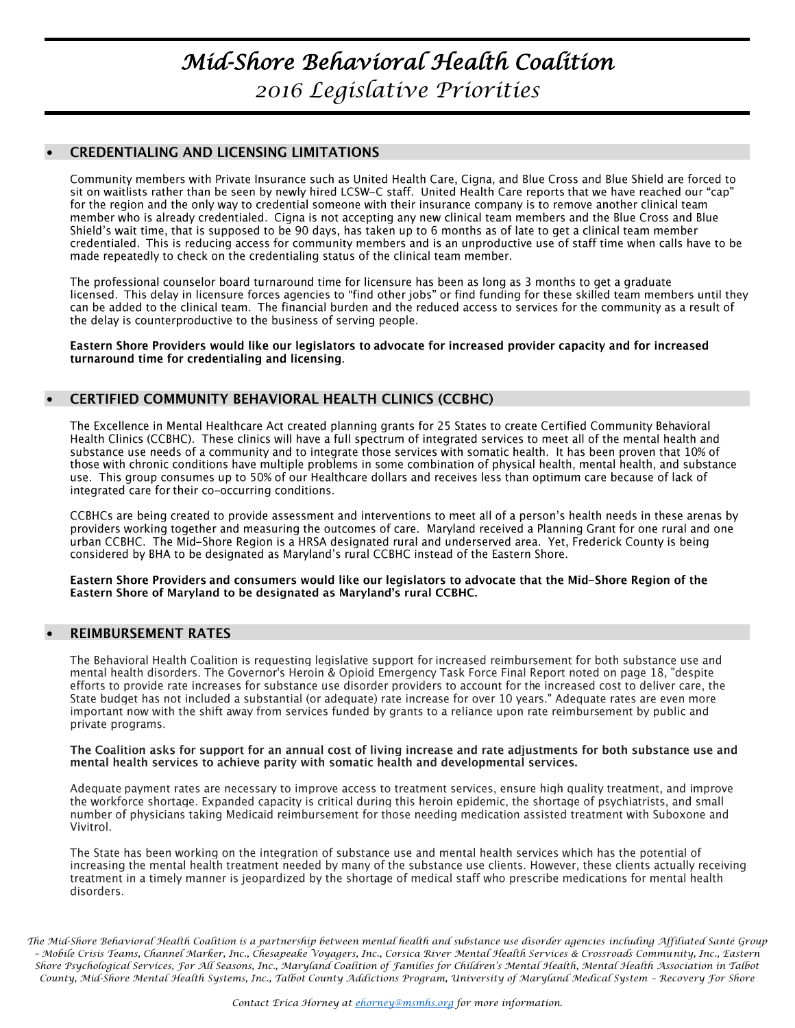# *Mid-Shore Behavioral Health Coalition*

## *2016 Legislative Priorities*

## • CREDENTIALING AND LICENSING LIMITATIONS

Community members with Private Insurance such as United Health Care, Cigna, and Blue Cross and Blue Shield are forced to sit on waitlists rather than be seen by newly hired LCSW-C staff. United Health Care reports that we have reached our "cap" for the region and the only way to credential someone with their insurance company is to remove another clinical team member who is already credentialed. Cigna is not accepting any new clinical team members and the Blue Cross and Blue Shield's wait time, that is supposed to be 90 days, has taken up to 6 months as of late to get a clinical team member credentialed. This is reducing access for community members and is an unproductive use of staff time when calls have to be made repeatedly to check on the credentialing status of the clinical team member.

The professional counselor board turnaround time for licensure has been as long as 3 months to get a graduate licensed. This delay in licensure forces agencies to "find other jobs" or find funding for these skilled team members until they can be added to the clinical team. The financial burden and the reduced access to services for the community as a result of the delay is counterproductive to the business of serving people.

**Eastern Shore Providers would like our legislators to advocate for increased provider capacity and for increased turnaround time for credentialing and licensing**.

## • CERTIFIED COMMUNITY BEHAVIORAL HEALTH CLINICS (CCBHC)

The Excellence in Mental Healthcare Act created planning grants for 25 States to create Certified Community Behavioral Health Clinics (CCBHC). These clinics will have a full spectrum of integrated services to meet all of the mental health and substance use needs of a community and to integrate those services with somatic health. It has been proven that 10% of those with chronic conditions have multiple problems in some combination of physical health, mental health, and substance use. This group consumes up to 50% of our Healthcare dollars and receives less than optimum care because of lack of integrated care for their co-occurring conditions.

CCBHCs are being created to provide assessment and interventions to meet all of a person's health needs in these arenas by providers working together and measuring the outcomes of care. Maryland received a Planning Grant for one rural and one urban CCBHC. The Mid-Shore Region is a HRSA designated rural and underserved area. Yet, Frederick County is being considered by BHA to be designated as Maryland's rural CCBHC instead of the Eastern Shore.

**Eastern Shore Providers and consumers would like our legislators to advocate that the Mid-Shore Region of the Eastern Shore of Maryland to be designated as Maryland's rural CCBHC.**

## • REIMBURSEMENT RATES

The Behavioral Health Coalition is requesting legislative support for increased reimbursement for both substance use and mental health disorders. The Governor's Heroin & Opioid Emergency Task Force Final Report noted on page 18, "despite efforts to provide rate increases for substance use disorder providers to account for the increased cost to deliver care, the State budget has not included a substantial (or adequate) rate increase for over 10 years." Adequate rates are even more important now with the shift away from services funded by grants to a reliance upon rate reimbursement by public and private programs.

**The Coalition asks for support for an annual cost of living increase and rate adjustments for both substance use and mental health services to achieve parity with somatic health and developmental services.**

Adequate payment rates are necessary to improve access to treatment services, ensure high quality treatment, and improve the workforce shortage. Expanded capacity is critical during this heroin epidemic, the shortage of psychiatrists, and small number of physicians taking Medicaid reimbursement for those needing medication assisted treatment with Suboxone and Vivitrol.

The State has been working on the integration of substance use and mental health services which has the potential of increasing the mental health treatment needed by many of the substance use clients. However, these clients actually receiving treatment in a timely manner is jeopardized by the shortage of medical staff who prescribe medications for mental health disorders.

*The Mid-Shore Behavioral Health Coalition is a partnership between mental health and substance use disorder agencies including Affiliated Santé Group – Mobile Crisis Teams, Channel Marker, Inc., Chesapeake Voyagers, Inc., Corsica River Mental Health Services & Crossroads Community, Inc., Eastern Shore Psychological Services, For All Seasons, Inc., Maryland Coalition of Families for Children's Mental Health, Mental Health Association in Talbot County, Mid-Shore Mental Health Systems, Inc., Talbot County Addictions Program, University of Maryland Medical System – Recovery For Shore*

*Contact Erica Horney at [ehorney@msmhs.org](mailto:ehorney@msmhs.org) for more information.*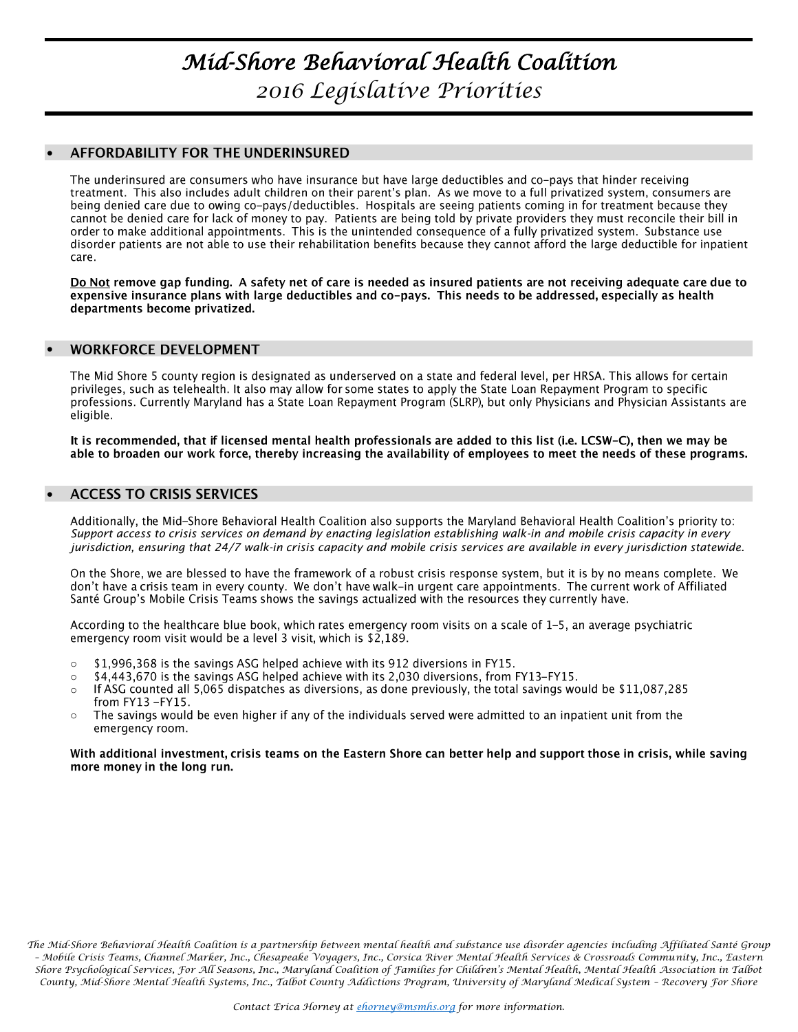# *Mid-Shore Behavioral Health Coalition*

## *2016 Legislative Priorities*

### AFFORDABILITY FOR THE UNDERINSURED

The underinsured are consumers who have insurance but have large deductibles and co-pays that hinder receiving treatment. This also includes adult children on their parent's plan. As we move to a full privatized system, consumers are being denied care due to owing co-pays/deductibles. Hospitals are seeing patients coming in for treatment because they cannot be denied care for lack of money to pay. Patients are being told by private providers they must reconcile their bill in order to make additional appointments. This is the unintended consequence of a fully privatized system. Substance use disorder patients are not able to use their rehabilitation benefits because they cannot afford the large deductible for inpatient care.

**<u>Do Not</u> remove gap funding. A safety net of care is needed as insured patients are not receiving adequate care due to expensive insurance plans with large deductibles and co-pays. This needs to be addressed, especially as health departments become privatized.**

### WORKFORCE DEVELOPMENT

The Mid Shore 5 county region is designated as underserved on a state and federal level, per HRSA. This allows for certain privileges, such as telehealth. It also may allow for some states to apply the State Loan Repayment Program to specific professions. Currently Maryland has a State Loan Repayment Program (SLRP), but only Physicians and Physician Assistants are eligible.

**It is recommended, that if licensed mental health professionals are added to this list (i.e. LCSW-C), then we may be able to broaden our work force, thereby increasing the availability of employees to meet the needs of these programs.**

### ACCESS TO CRISIS SERVICES

Additionally, the Mid-Shore Behavioral Health Coalition also supports the Maryland Behavioral Health Coalition's priority to: *Support access to crisis services on demand by enacting legislation establishing walk-in and mobile crisis capacity in every jurisdiction, ensuring that 24/7 walk-in crisis capacity and mobile crisis services are available in every jurisdiction statewide.*

On the Shore, we are blessed to have the framework of a robust crisis response system, but it is by no means complete. We don't have a crisis team in every county. We don't have walk-in urgent care appointments. The current work of Affiliated Santé Group's Mobile Crisis Teams shows the savings actualized with the resources they currently have.

According to the healthcare blue book, which rates emergency room visits on a scale of 1-5, an average psychiatric emergency room visit would be a level 3 visit, which is $2,189.

- $1,996,368 is the savings ASG helped achieve with its 912 diversions in FY15.
- $4,443,670 is the savings ASG helped achieve with its 2,030 diversions, from FY13-FY15.
- If ASG counted all 5,065 dispatches as diversions, as done previously, the total savings would be $11,087,285 from FY13 -FY15.
- The savings would be even higher if any of the individuals served were admitted to an inpatient unit from the emergency room.

**With additional investment, crisis teams on the Eastern Shore can better help and support those in crisis, while saving more money in the long run.**

*The Mid-Shore Behavioral Health Coalition is a partnership between mental health and substance use disorder agencies including Affiliated Santé Group - Mobile Crisis Teams, Channel Marker, Inc., Chesapeake Voyagers, Inc., Corsica River Mental Health Services & Crossroads Community, Inc., Eastern Shore Psychological Services, For All Seasons, Inc., Maryland Coalition of Families for Children's Mental Health, Mental Health Association in Talbot County, Mid-Shore Mental Health Systems, Inc., Talbot County Addictions Program, University of Maryland Medical System – Recovery For Shore*

*Contact Erica Horney at [ehorney@msmhs.org](mailto:ehorney@msmhs.org) for more information.*